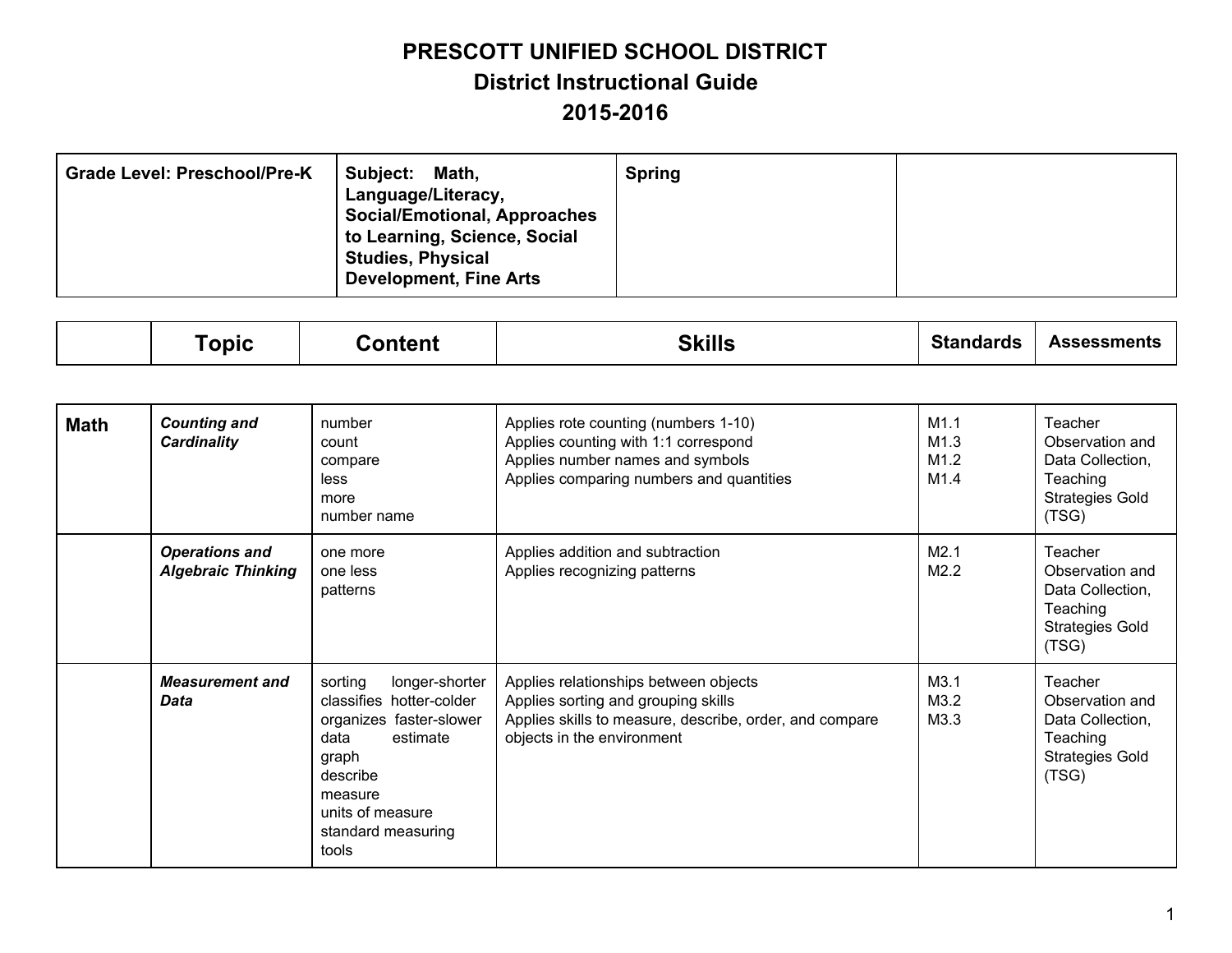# PRESCOTT UNIFIED SCHOOL DISTRICT
## District Instructional Guide
## 2015-2016

| Grade Level: Preschool/Pre-K | Subject: Math, Language/Literacy, Social/Emotional, Approaches to Learning, Science, Social Studies, Physical Development, Fine Arts | Spring | |
|---|---|---|---|

| | Topic | Content | Skills | Standards | Assessments |
|---|---|---|---|---|---|
| **Math** | ***Counting and Cardinality*** | number<br>count<br>compare<br>less<br>more<br>number name | Applies rote counting (numbers 1-10)<br>Applies counting with 1:1 correspond<br>Applies number names and symbols<br>Applies comparing numbers and quantities | M1.1<br>M1.3<br>M1.2<br>M1.4 | Teacher Observation and Data Collection, Teaching Strategies Gold (TSG) |
| | ***Operations and Algebraic Thinking*** | one more<br>one less<br>patterns | Applies addition and subtraction<br>Applies recognizing patterns | M2.1<br>M2.2 | Teacher Observation and Data Collection, Teaching Strategies Gold (TSG) |
| | ***Measurement and Data*** | sorting longer-shorter<br>classifies hotter-colder<br>organizes faster-slower<br>data estimate<br>graph<br>describe<br>measure<br>units of measure<br>standard measuring tools | Applies relationships between objects<br>Applies sorting and grouping skills<br>Applies skills to measure, describe, order, and compare objects in the environment | M3.1<br>M3.2<br>M3.3 | Teacher Observation and Data Collection, Teaching Strategies Gold (TSG) |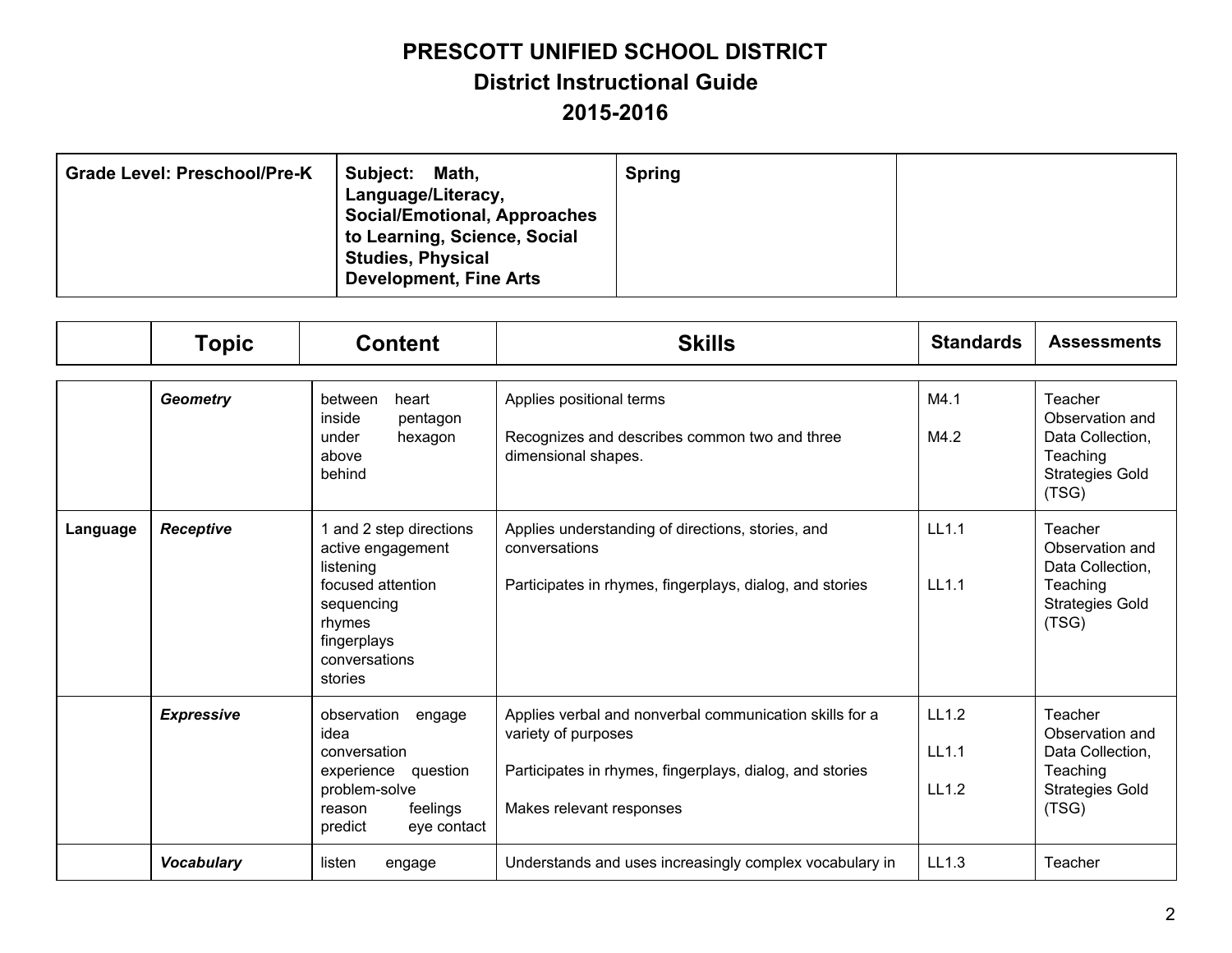# PRESCOTT UNIFIED SCHOOL DISTRICT
## District Instructional Guide
## 2015-2016

| Grade Level: Preschool/Pre-K | Subject: Math, Language/Literacy, Social/Emotional, Approaches to Learning, Science, Social Studies, Physical Development, Fine Arts | Spring | |
|---|---|---|---|

| | Topic | Content | Skills | Standards | Assessments |
|---|---|---|---|---|---|
| | ***Geometry*** | between heart<br>inside pentagon<br>under hexagon<br>above<br>behind | Applies positional terms<br><br>Recognizes and describes common two and three dimensional shapes. | M4.1<br><br>M4.2 | Teacher Observation and Data Collection, Teaching Strategies Gold (TSG) |
| **Language** | ***Receptive*** | 1 and 2 step directions<br>active engagement<br>listening<br>focused attention<br>sequencing<br>rhymes<br>fingerplays<br>conversations<br>stories | Applies understanding of directions, stories, and conversations<br><br>Participates in rhymes, fingerplays, dialog, and stories | LL1.1<br><br>LL1.1 | Teacher Observation and Data Collection, Teaching Strategies Gold (TSG) |
| | ***Expressive*** | observation engage<br>idea<br>conversation<br>experience question<br>problem-solve<br>reason feelings<br>predict eye contact | Applies verbal and nonverbal communication skills for a variety of purposes<br><br>Participates in rhymes, fingerplays, dialog, and stories<br><br>Makes relevant responses | LL1.2<br><br>LL1.1<br><br>LL1.2 | Teacher Observation and Data Collection, Teaching Strategies Gold (TSG) |
| | ***Vocabulary*** | listen engage | Understands and uses increasingly complex vocabulary in | LL1.3 | Teacher |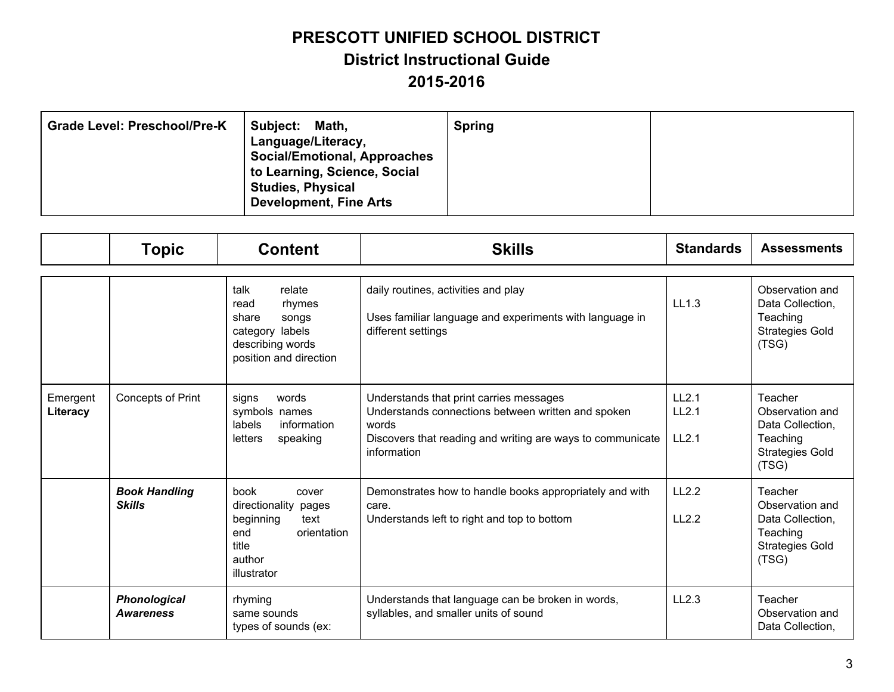# PRESCOTT UNIFIED SCHOOL DISTRICT
## District Instructional Guide
## 2015-2016

| Grade Level: Preschool/Pre-K | Subject: Math, Language/Literacy, Social/Emotional, Approaches to Learning, Science, Social Studies, Physical Development, Fine Arts | Spring | |
|---|---|---|---|

| | Topic | Content | Skills | Standards | Assessments |
|---|---|---|---|---|---|
| | | talk relate<br>read rhymes<br>share songs<br>category labels<br>describing words<br>position and direction | daily routines, activities and play<br><br>Uses familiar language and experiments with language in different settings | LL1.3 | Observation and Data Collection, Teaching Strategies Gold (TSG) |
| Emergent **Literacy** | Concepts of Print | signs words<br>symbols names<br>labels information<br>letters speaking | Understands that print carries messages<br>Understands connections between written and spoken words<br>Discovers that reading and writing are ways to communicate information | LL2.1<br>LL2.1<br><br>LL2.1 | Teacher Observation and Data Collection, Teaching Strategies Gold (TSG) |
| | ***Book Handling Skills*** | book cover<br>directionality pages<br>beginning text<br>end orientation<br>title<br>author<br>illustrator | Demonstrates how to handle books appropriately and with care.<br>Understands left to right and top to bottom | LL2.2<br><br>LL2.2 | Teacher Observation and Data Collection, Teaching Strategies Gold (TSG) |
| | ***Phonological Awareness*** | rhyming<br>same sounds<br>types of sounds (ex: | Understands that language can be broken in words, syllables, and smaller units of sound | LL2.3 | Teacher Observation and Data Collection, |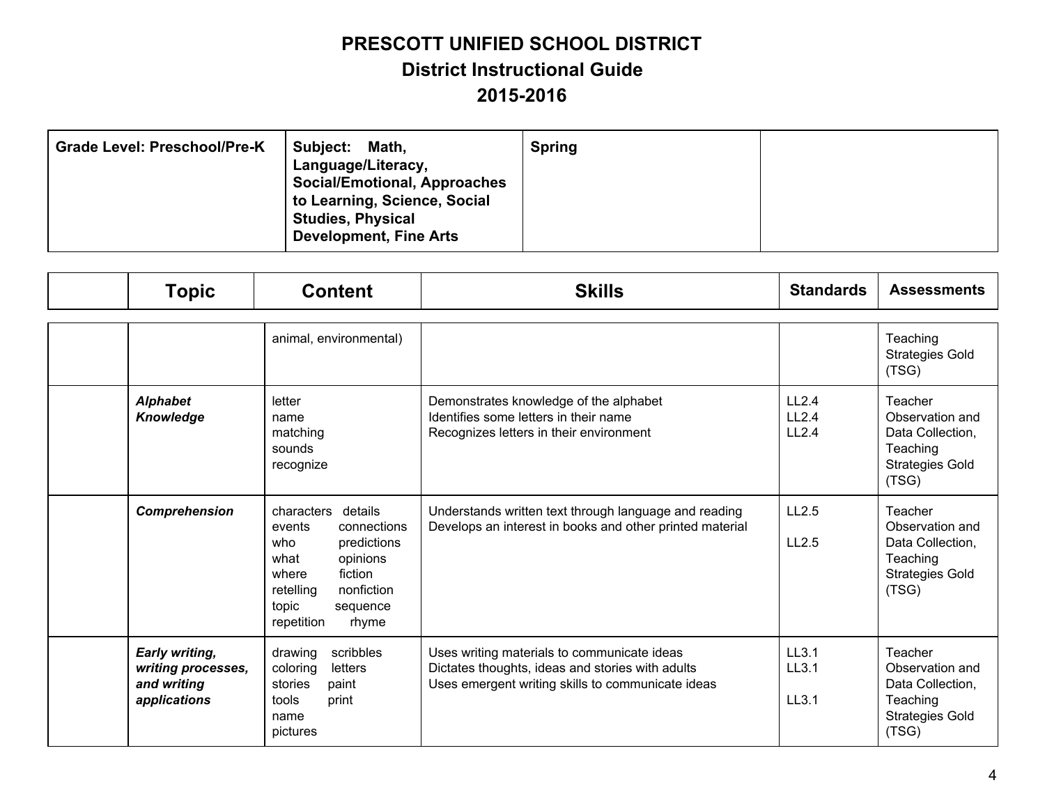# PRESCOTT UNIFIED SCHOOL DISTRICT

## District Instructional Guide

## 2015-2016

| Grade Level: Preschool/Pre-K | Subject: Math, Language/Literacy, Social/Emotional, Approaches to Learning, Science, Social Studies, Physical Development, Fine Arts | Spring | |
|---|---|---|---|

| | Topic | Content | Skills | Standards | Assessments |
|---|---|---|---|---|---|
| | | animal, environmental) | | | Teaching Strategies Gold (TSG) |
| | ***Alphabet Knowledge*** | letter<br>name<br>matching<br>sounds<br>recognize | Demonstrates knowledge of the alphabet<br>Identifies some letters in their name<br>Recognizes letters in their environment | LL2.4<br>LL2.4<br>LL2.4 | Teacher Observation and Data Collection, Teaching Strategies Gold (TSG) |
| | ***Comprehension*** | characters details<br>events connections<br>who predictions<br>what opinions<br>where fiction<br>retelling nonfiction<br>topic sequence<br>repetition rhyme | Understands written text through language and reading<br>Develops an interest in books and other printed material | LL2.5<br><br>LL2.5 | Teacher Observation and Data Collection, Teaching Strategies Gold (TSG) |
| | ***Early writing, writing processes, and writing applications*** | drawing scribbles<br>coloring letters<br>stories paint<br>tools print<br>name<br>pictures | Uses writing materials to communicate ideas<br>Dictates thoughts, ideas and stories with adults<br>Uses emergent writing skills to communicate ideas | LL3.1<br>LL3.1<br><br>LL3.1 | Teacher Observation and Data Collection, Teaching Strategies Gold (TSG) |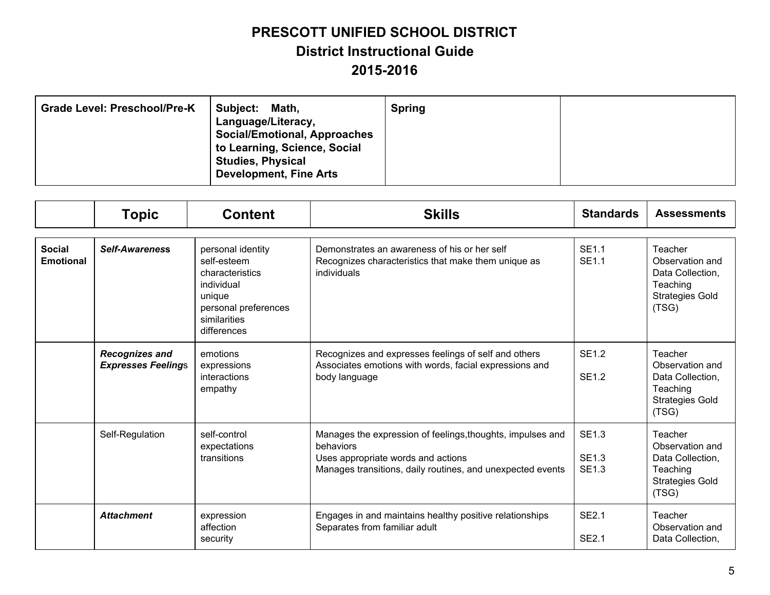# PRESCOTT UNIFIED SCHOOL DISTRICT
## District Instructional Guide
## 2015-2016

| Grade Level: Preschool/Pre-K | Subject: Math, Language/Literacy, Social/Emotional, Approaches to Learning, Science, Social Studies, Physical Development, Fine Arts | Spring | |
|---|---|---|---|

| | Topic | Content | Skills | Standards | Assessments |
|---|---|---|---|---|---|
| **Social Emotional** | ***Self-Awareness*** | personal identity<br>self-esteem<br>characteristics<br>individual<br>unique<br>personal preferences<br>similarities<br>differences | Demonstrates an awareness of his or her self<br>Recognizes characteristics that make them unique as individuals | SE1.1<br>SE1.1 | Teacher Observation and Data Collection, Teaching Strategies Gold (TSG) |
| | ***Recognizes and Expresses Feelings*** | emotions<br>expressions<br>interactions<br>empathy | Recognizes and expresses feelings of self and others<br>Associates emotions with words, facial expressions and body language | SE1.2<br><br>SE1.2 | Teacher Observation and Data Collection, Teaching Strategies Gold (TSG) |
| | Self-Regulation | self-control<br>expectations<br>transitions | Manages the expression of feelings,thoughts, impulses and behaviors<br>Uses appropriate words and actions<br>Manages transitions, daily routines, and unexpected events | SE1.3<br><br>SE1.3<br>SE1.3 | Teacher Observation and Data Collection, Teaching Strategies Gold (TSG) |
| | ***Attachment*** | expression<br>affection<br>security | Engages in and maintains healthy positive relationships<br>Separates from familiar adult | SE2.1<br><br>SE2.1 | Teacher Observation and Data Collection, |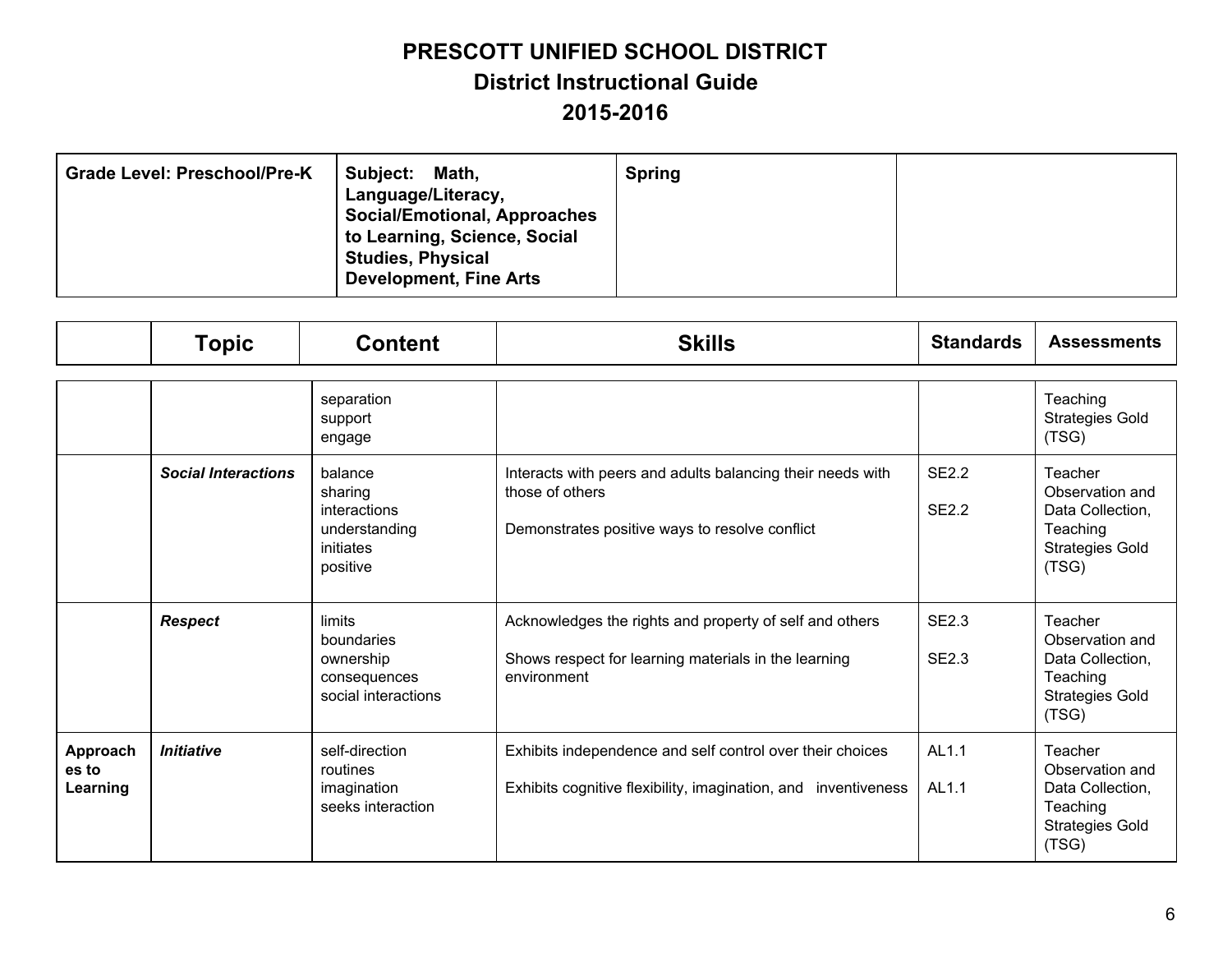# PRESCOTT UNIFIED SCHOOL DISTRICT
## District Instructional Guide
## 2015-2016

| Grade Level: Preschool/Pre-K | Subject: Math, Language/Literacy, Social/Emotional, Approaches to Learning, Science, Social Studies, Physical Development, Fine Arts | Spring | |
|---|---|---|---|

| | Topic | Content | Skills | Standards | Assessments |
|---|---|---|---|---|---|
| | | separation<br>support<br>engage | | | Teaching Strategies Gold (TSG) |
| | ***Social Interactions*** | balance<br>sharing<br>interactions<br>understanding<br>initiates<br>positive | Interacts with peers and adults balancing their needs with those of others<br><br>Demonstrates positive ways to resolve conflict | SE2.2<br><br>SE2.2 | Teacher Observation and Data Collection, Teaching Strategies Gold (TSG) |
| | ***Respect*** | limits<br>boundaries<br>ownership<br>consequences<br>social interactions | Acknowledges the rights and property of self and others<br><br>Shows respect for learning materials in the learning environment | SE2.3<br><br>SE2.3 | Teacher Observation and Data Collection, Teaching Strategies Gold (TSG) |
| **Approaches to Learning** | ***Initiative*** | self-direction<br>routines<br>imagination<br>seeks interaction | Exhibits independence and self control over their choices<br><br>Exhibits cognitive flexibility, imagination, and inventiveness | AL1.1<br><br>AL1.1 | Teacher Observation and Data Collection, Teaching Strategies Gold (TSG) |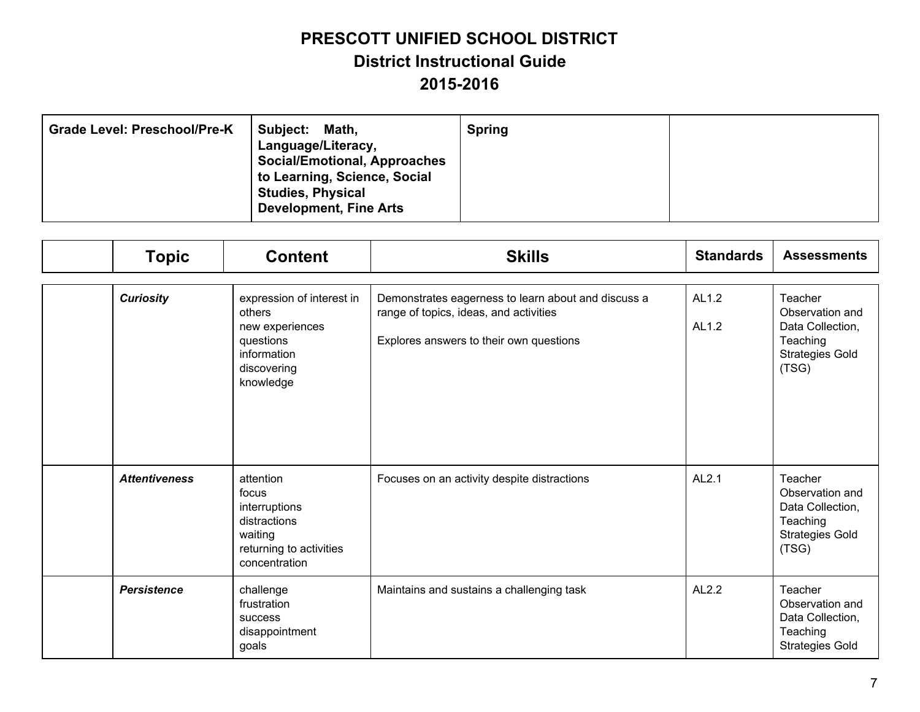# PRESCOTT UNIFIED SCHOOL DISTRICT
## District Instructional Guide
## 2015-2016

| Grade Level: Preschool/Pre-K | Subject: Math, Language/Literacy, Social/Emotional, Approaches to Learning, Science, Social Studies, Physical Development, Fine Arts | Spring | |
|---|---|---|---|

| | Topic | Content | Skills | Standards | Assessments |
|---|---|---|---|---|---|
| | ***Curiosity*** | expression of interest in others<br>new experiences<br>questions<br>information<br>discovering<br>knowledge | Demonstrates eagerness to learn about and discuss a range of topics, ideas, and activities<br><br>Explores answers to their own questions | AL1.2<br><br>AL1.2 | Teacher Observation and Data Collection, Teaching Strategies Gold (TSG) |
| | ***Attentiveness*** | attention<br>focus<br>interruptions<br>distractions<br>waiting<br>returning to activities<br>concentration | Focuses on an activity despite distractions | AL2.1 | Teacher Observation and Data Collection, Teaching Strategies Gold (TSG) |
| | ***Persistence*** | challenge<br>frustration<br>success<br>disappointment<br>goals | Maintains and sustains a challenging task | AL2.2 | Teacher Observation and Data Collection, Teaching Strategies Gold |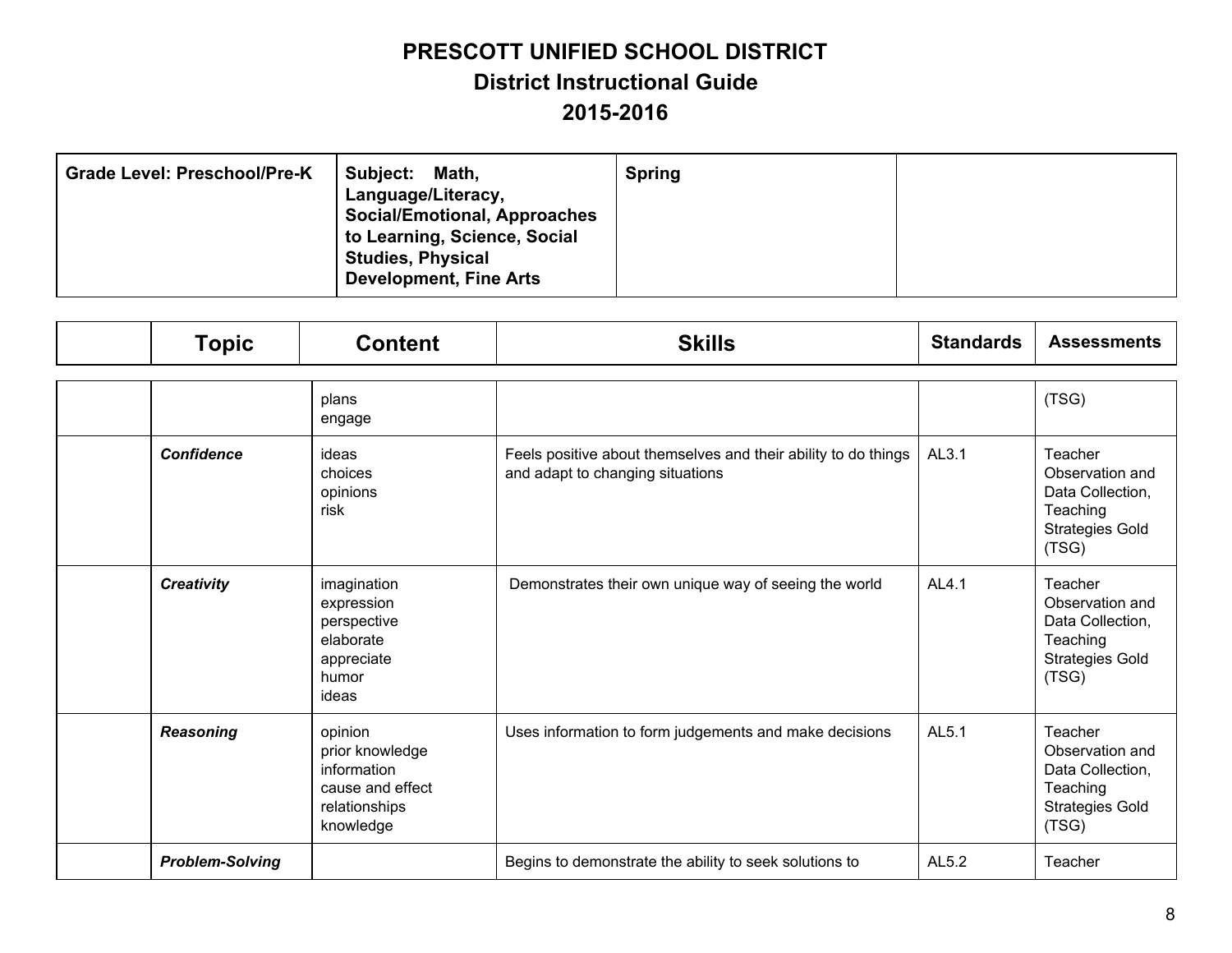# PRESCOTT UNIFIED SCHOOL DISTRICT

## District Instructional Guide

## 2015-2016

| Grade Level: Preschool/Pre-K | Subject: Math, Language/Literacy, Social/Emotional, Approaches to Learning, Science, Social Studies, Physical Development, Fine Arts | Spring | |
|---|---|---|---|

| | Topic | Content | Skills | Standards | Assessments |
|---|---|---|---|---|---|
| | | plans<br>engage | | | (TSG) |
| | ***Confidence*** | ideas<br>choices<br>opinions<br>risk | Feels positive about themselves and their ability to do things and adapt to changing situations | AL3.1 | Teacher Observation and Data Collection, Teaching Strategies Gold (TSG) |
| | ***Creativity*** | imagination<br>expression<br>perspective<br>elaborate<br>appreciate<br>humor<br>ideas | Demonstrates their own unique way of seeing the world | AL4.1 | Teacher Observation and Data Collection, Teaching Strategies Gold (TSG) |
| | ***Reasoning*** | opinion<br>prior knowledge<br>information<br>cause and effect<br>relationships<br>knowledge | Uses information to form judgements and make decisions | AL5.1 | Teacher Observation and Data Collection, Teaching Strategies Gold (TSG) |
| | ***Problem-Solving*** | | Begins to demonstrate the ability to seek solutions to | AL5.2 | Teacher |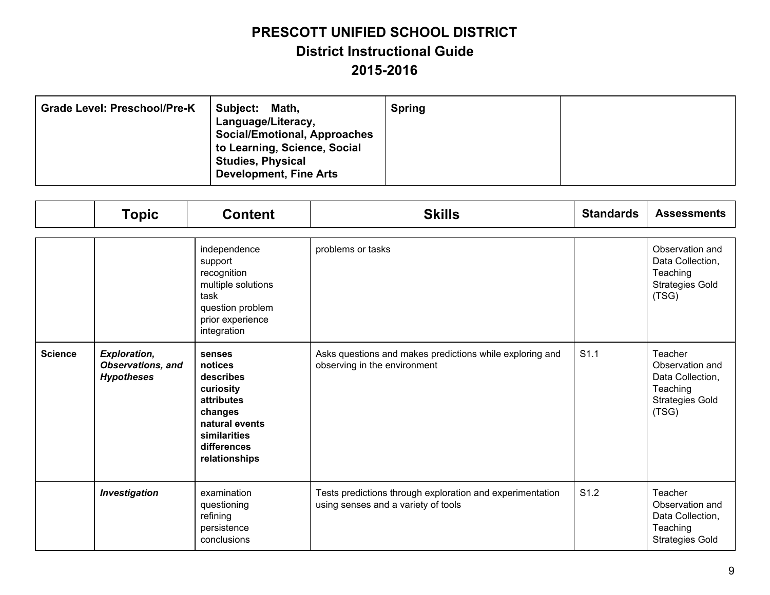# PRESCOTT UNIFIED SCHOOL DISTRICT

## District Instructional Guide

## 2015-2016

| Grade Level: Preschool/Pre-K | Subject: Math, Language/Literacy, Social/Emotional, Approaches to Learning, Science, Social Studies, Physical Development, Fine Arts | Spring | |
|---|---|---|---|

| | Topic | Content | Skills | Standards | Assessments |
|---|---|---|---|---|---|
| | | independence<br>support<br>recognition<br>multiple solutions<br>task<br>question problem<br>prior experience<br>integration | problems or tasks | | Observation and Data Collection, Teaching Strategies Gold (TSG) |
| **Science** | ***Exploration, Observations, and Hypotheses*** | **senses**<br>**notices**<br>**describes**<br>**curiosity**<br>**attributes**<br>**changes**<br>**natural events**<br>**similarities**<br>**differences**<br>**relationships** | Asks questions and makes predictions while exploring and observing in the environment | S1.1 | Teacher Observation and Data Collection, Teaching Strategies Gold (TSG) |
| | ***Investigation*** | examination<br>questioning<br>refining<br>persistence<br>conclusions | Tests predictions through exploration and experimentation using senses and a variety of tools | S1.2 | Teacher Observation and Data Collection, Teaching Strategies Gold |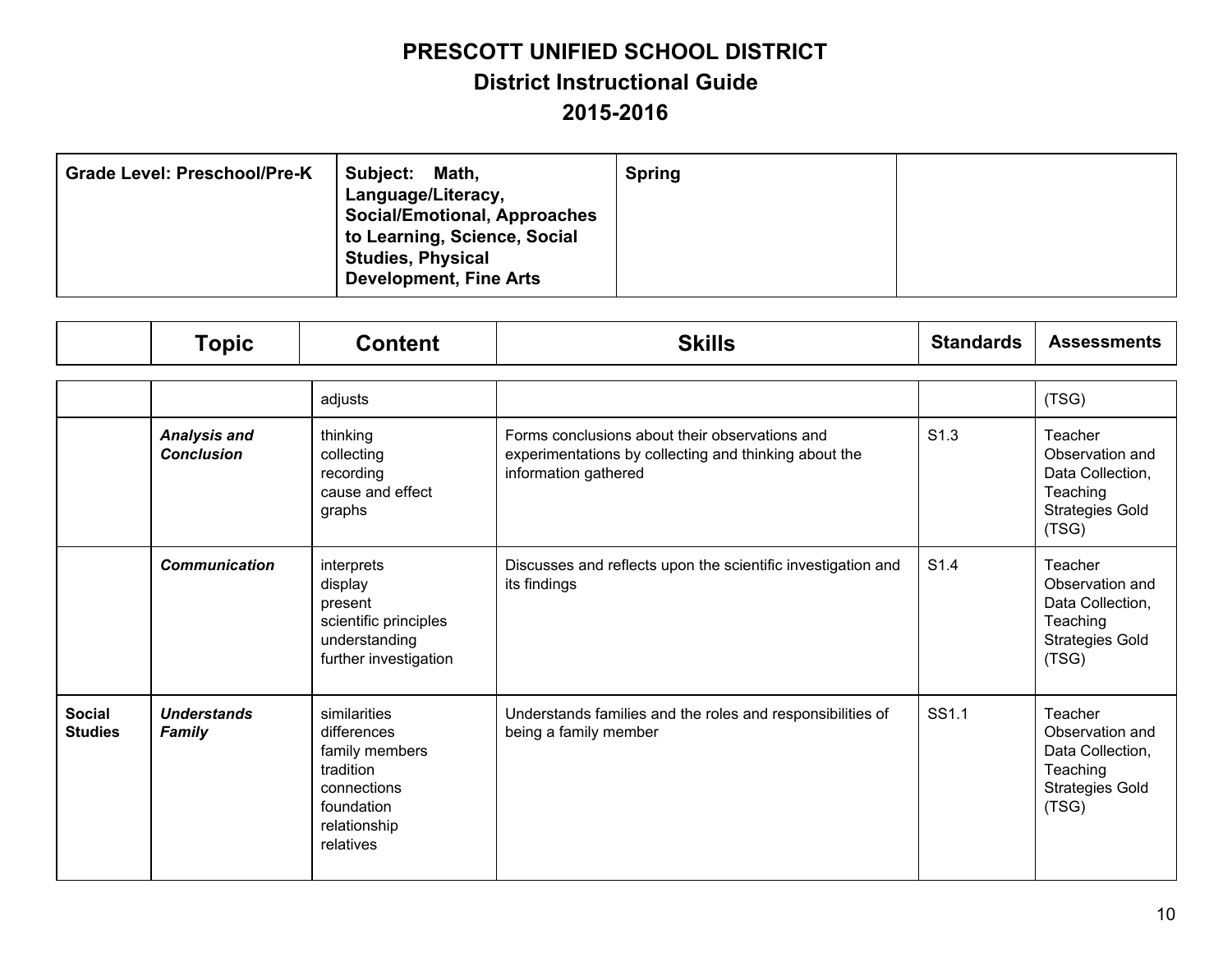# PRESCOTT UNIFIED SCHOOL DISTRICT
## District Instructional Guide
## 2015-2016

| Grade Level: Preschool/Pre-K | Subject: Math, Language/Literacy, Social/Emotional, Approaches to Learning, Science, Social Studies, Physical Development, Fine Arts | Spring | |
|---|---|---|---|

| | Topic | Content | Skills | Standards | Assessments |
|---|---|---|---|---|---|
| | | adjusts | | | (TSG) |
| | ***Analysis and Conclusion*** | thinking<br>collecting<br>recording<br>cause and effect<br>graphs | Forms conclusions about their observations and experimentations by collecting and thinking about the information gathered | S1.3 | Teacher Observation and Data Collection, Teaching Strategies Gold (TSG) |
| | ***Communication*** | interprets<br>display<br>present<br>scientific principles<br>understanding<br>further investigation | Discusses and reflects upon the scientific investigation and its findings | S1.4 | Teacher Observation and Data Collection, Teaching Strategies Gold (TSG) |
| **Social Studies** | ***Understands Family*** | similarities<br>differences<br>family members<br>tradition<br>connections<br>foundation<br>relationship<br>relatives | Understands families and the roles and responsibilities of being a family member | SS1.1 | Teacher Observation and Data Collection, Teaching Strategies Gold (TSG) |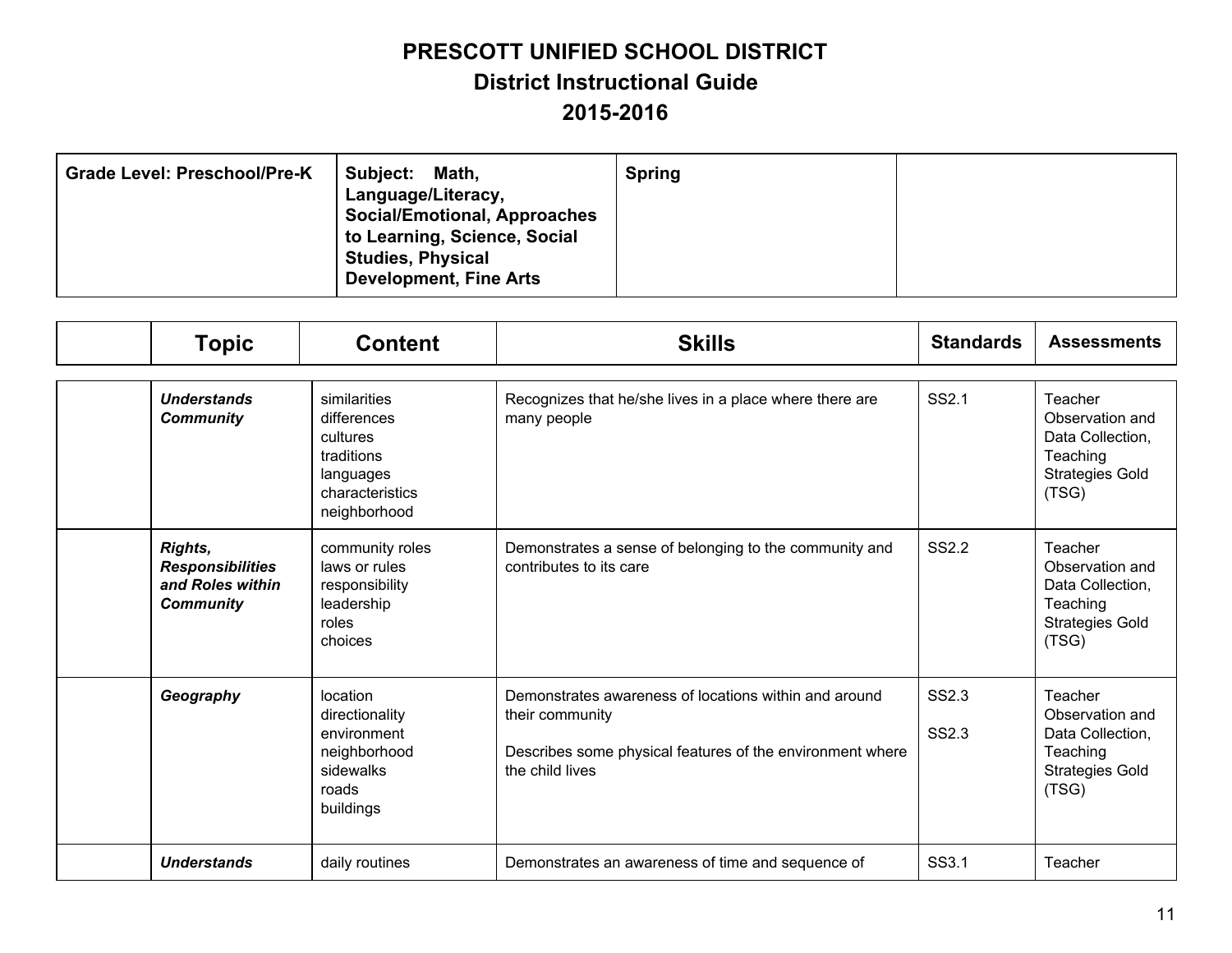# PRESCOTT UNIFIED SCHOOL DISTRICT
## District Instructional Guide
## 2015-2016

| Grade Level: Preschool/Pre-K | Subject: Math, Language/Literacy, Social/Emotional, Approaches to Learning, Science, Social Studies, Physical Development, Fine Arts | Spring | |
|---|---|---|---|

| | Topic | Content | Skills | Standards | Assessments |
|---|---|---|---|---|---|
| | ***Understands Community*** | similarities<br>differences<br>cultures<br>traditions<br>languages<br>characteristics<br>neighborhood | Recognizes that he/she lives in a place where there are many people | SS2.1 | Teacher Observation and Data Collection, Teaching Strategies Gold (TSG) |
| | ***Rights, Responsibilities and Roles within Community*** | community roles<br>laws or rules<br>responsibility<br>leadership<br>roles<br>choices | Demonstrates a sense of belonging to the community and contributes to its care | SS2.2 | Teacher Observation and Data Collection, Teaching Strategies Gold (TSG) |
| | ***Geography*** | location<br>directionality<br>environment<br>neighborhood<br>sidewalks<br>roads<br>buildings | Demonstrates awareness of locations within and around their community<br><br>Describes some physical features of the environment where the child lives | SS2.3<br><br>SS2.3 | Teacher Observation and Data Collection, Teaching Strategies Gold (TSG) |
| | ***Understands*** | daily routines | Demonstrates an awareness of time and sequence of | SS3.1 | Teacher |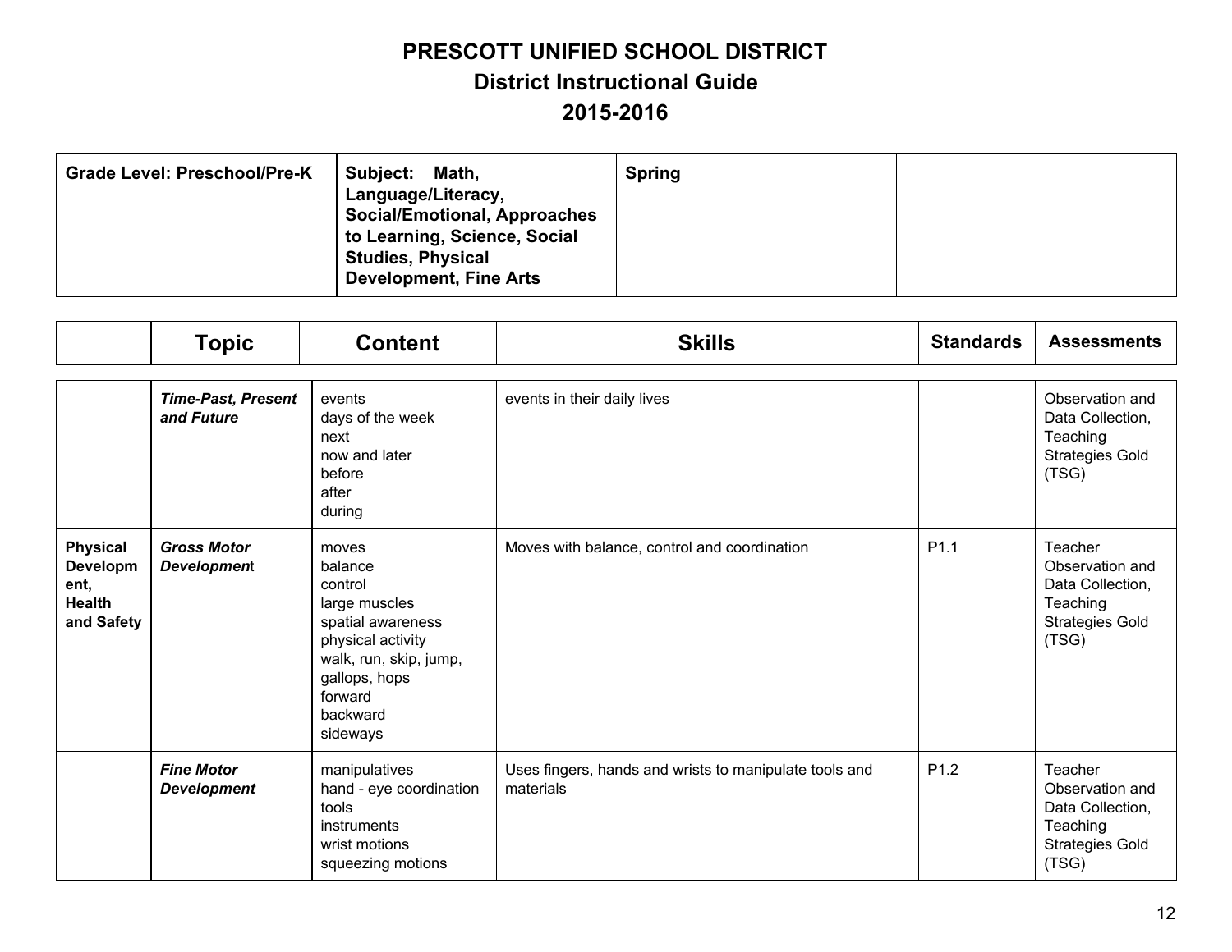# PRESCOTT UNIFIED SCHOOL DISTRICT
## District Instructional Guide
## 2015-2016

| Grade Level: Preschool/Pre-K | Subject: Math, Language/Literacy, Social/Emotional, Approaches to Learning, Science, Social Studies, Physical Development, Fine Arts | Spring | |
|---|---|---|---|

| | Topic | Content | Skills | Standards | Assessments |
|---|---|---|---|---|---|
| | ***Time-Past, Present and Future*** | events<br>days of the week<br>next<br>now and later<br>before<br>after<br>during | events in their daily lives | | Observation and Data Collection, Teaching Strategies Gold (TSG) |
| **Physical Development, Health and Safety** | ***Gross Motor Developmen***t | moves<br>balance<br>control<br>large muscles<br>spatial awareness<br>physical activity<br>walk, run, skip, jump, gallops, hops<br>forward<br>backward<br>sideways | Moves with balance, control and coordination | P1.1 | Teacher Observation and Data Collection, Teaching Strategies Gold (TSG) |
| | ***Fine Motor Development*** | manipulatives<br>hand - eye coordination<br>tools<br>instruments<br>wrist motions<br>squeezing motions | Uses fingers, hands and wrists to manipulate tools and materials | P1.2 | Teacher Observation and Data Collection, Teaching Strategies Gold (TSG) |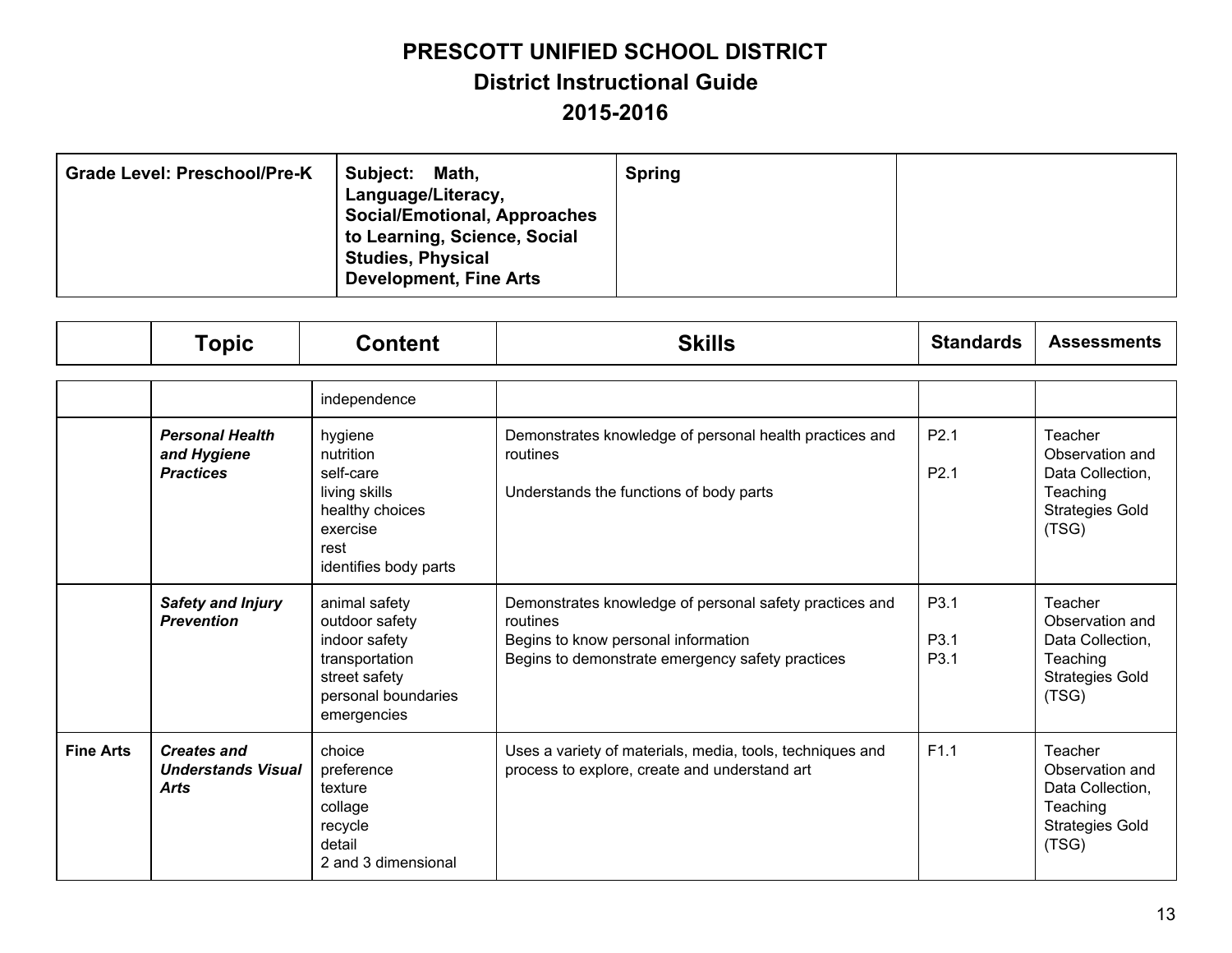# PRESCOTT UNIFIED SCHOOL DISTRICT
## District Instructional Guide
## 2015-2016

| Grade Level: Preschool/Pre-K | Subject: Math, Language/Literacy, Social/Emotional, Approaches to Learning, Science, Social Studies, Physical Development, Fine Arts | Spring | |
|---|---|---|---|

| | Topic | Content | Skills | Standards | Assessments |
|---|---|---|---|---|---|
| | | independence | | | |
| | ***Personal Health and Hygiene Practices*** | hygiene<br>nutrition<br>self-care<br>living skills<br>healthy choices<br>exercise<br>rest<br>identifies body parts | Demonstrates knowledge of personal health practices and routines<br><br>Understands the functions of body parts | P2.1<br><br>P2.1 | Teacher Observation and Data Collection, Teaching Strategies Gold (TSG) |
| | ***Safety and Injury Prevention*** | animal safety<br>outdoor safety<br>indoor safety<br>transportation<br>street safety<br>personal boundaries<br>emergencies | Demonstrates knowledge of personal safety practices and routines<br>Begins to know personal information<br>Begins to demonstrate emergency safety practices | P3.1<br><br>P3.1<br>P3.1 | Teacher Observation and Data Collection, Teaching Strategies Gold (TSG) |
| **Fine Arts** | ***Creates and Understands Visual Arts*** | choice<br>preference<br>texture<br>collage<br>recycle<br>detail<br>2 and 3 dimensional | Uses a variety of materials, media, tools, techniques and process to explore, create and understand art | F1.1 | Teacher Observation and Data Collection, Teaching Strategies Gold (TSG) |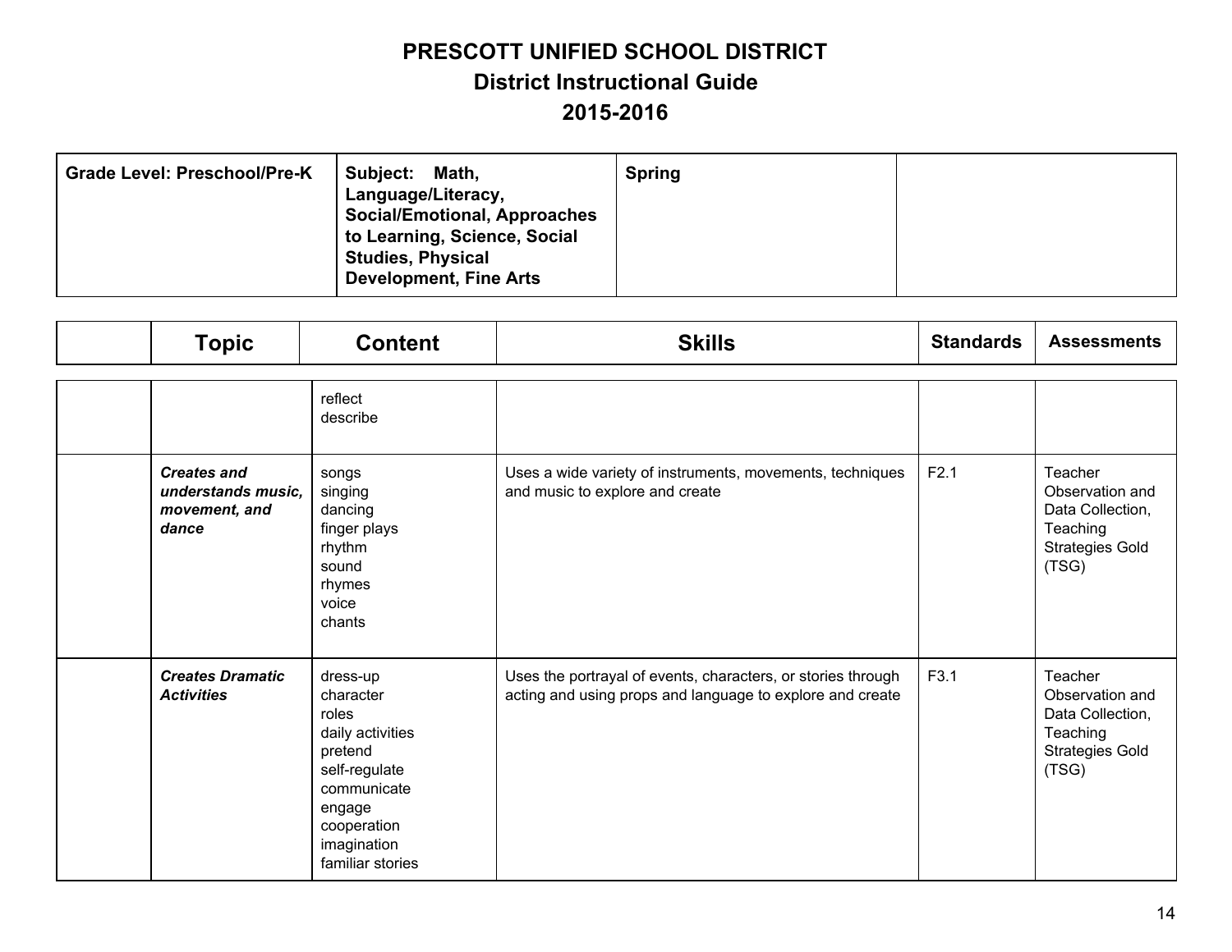# PRESCOTT UNIFIED SCHOOL DISTRICT
## District Instructional Guide
## 2015-2016

| Grade Level: Preschool/Pre-K | Subject: Math, Language/Literacy, Social/Emotional, Approaches to Learning, Science, Social Studies, Physical Development, Fine Arts | Spring | |
|---|---|---|---|

| | Topic | Content | Skills | Standards | Assessments |
|---|---|---|---|---|---|
| | | reflect<br>describe | | | |
| | ***Creates and understands music, movement, and dance*** | songs<br>singing<br>dancing<br>finger plays<br>rhythm<br>sound<br>rhymes<br>voice<br>chants | Uses a wide variety of instruments, movements, techniques and music to explore and create | F2.1 | Teacher Observation and Data Collection, Teaching Strategies Gold (TSG) |
| | ***Creates Dramatic Activities*** | dress-up<br>character<br>roles<br>daily activities<br>pretend<br>self-regulate<br>communicate<br>engage<br>cooperation<br>imagination<br>familiar stories | Uses the portrayal of events, characters, or stories through acting and using props and language to explore and create | F3.1 | Teacher Observation and Data Collection, Teaching Strategies Gold (TSG) |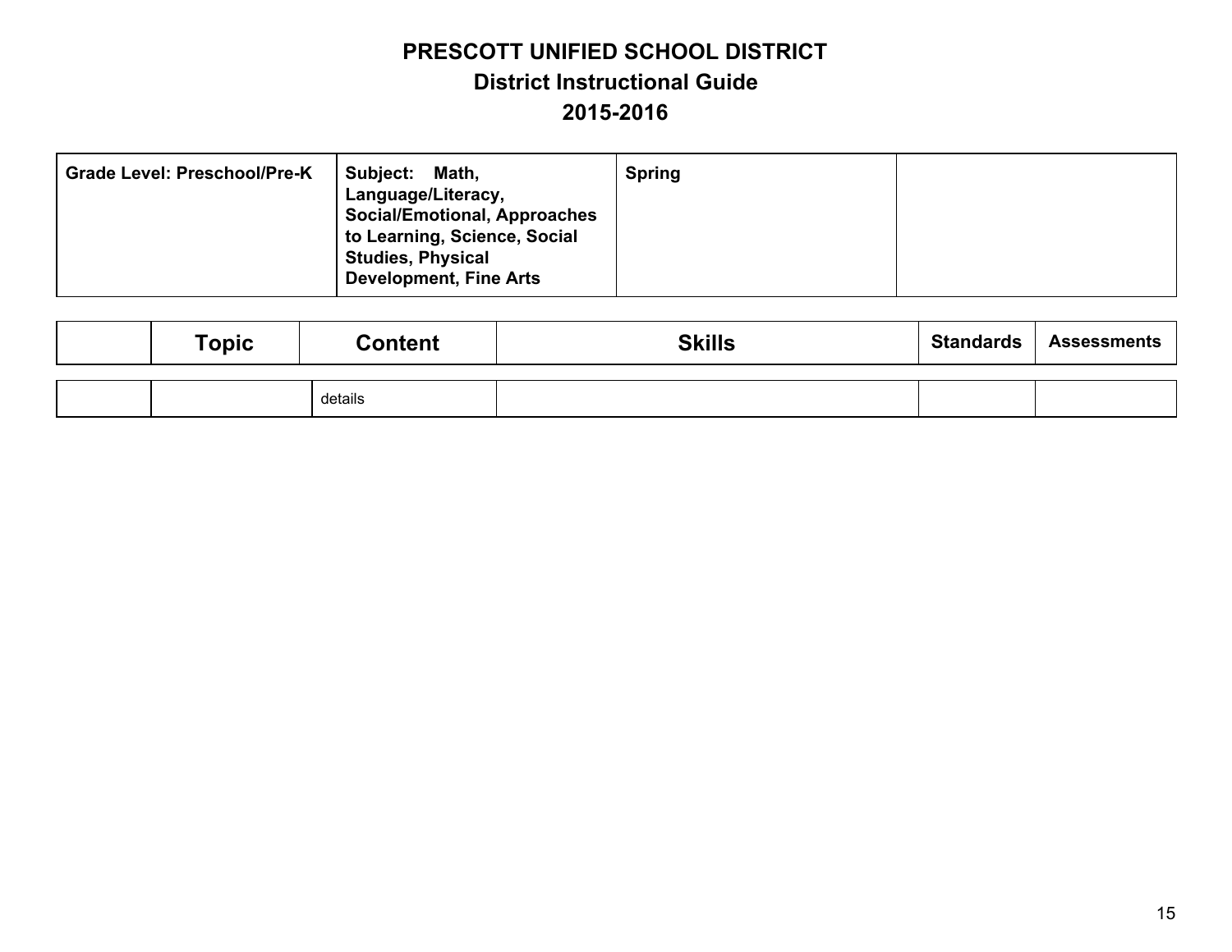# PRESCOTT UNIFIED SCHOOL DISTRICT
## District Instructional Guide
## 2015-2016

| Grade Level: Preschool/Pre-K | Subject: Math, Language/Literacy, Social/Emotional, Approaches to Learning, Science, Social Studies, Physical Development, Fine Arts | Spring | |
|---|---|---|---|

| | Topic | Content | Skills | Standards | Assessments |
|---|---|---|---|---|---|
| | | details | | | |